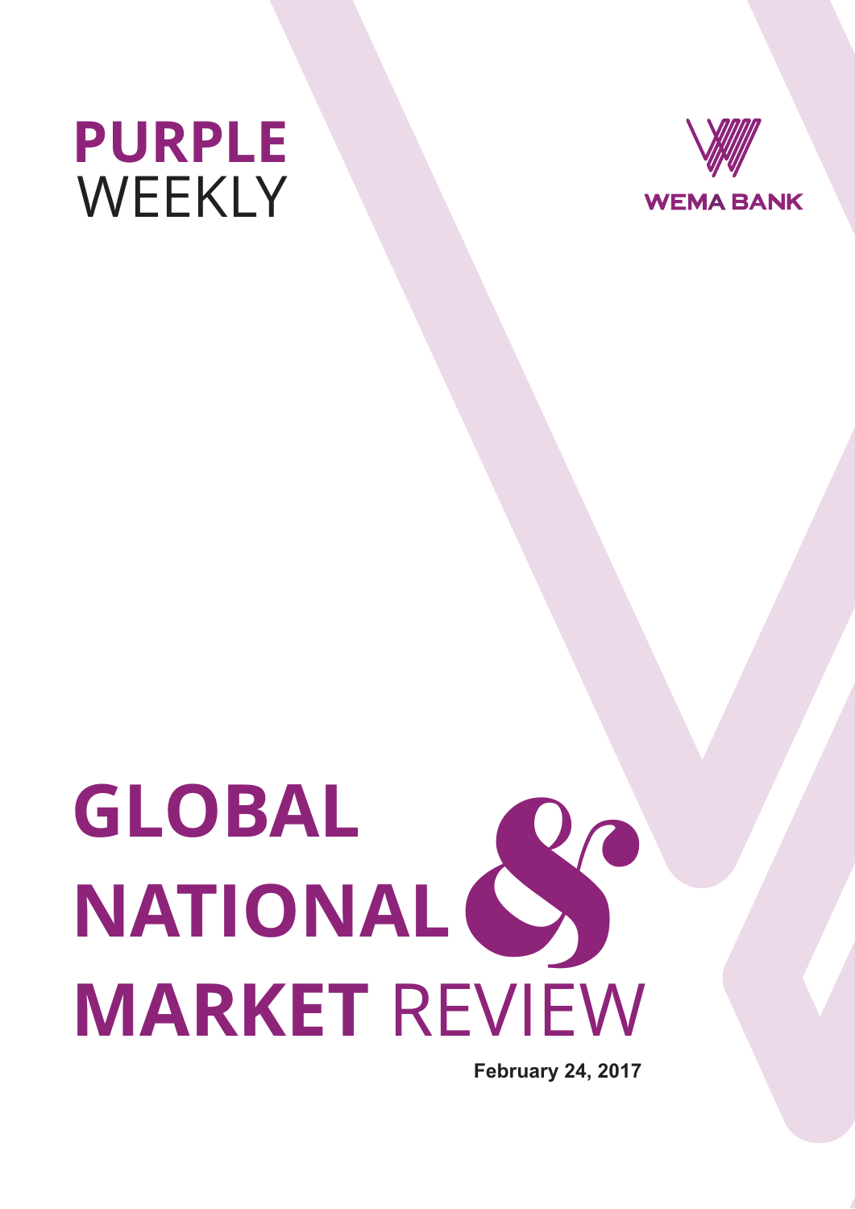# PURPLE WEEKLY

WEMA BANK

# GLOBAL NATIONAL & MARKET REVIEW

**February 24, 2017**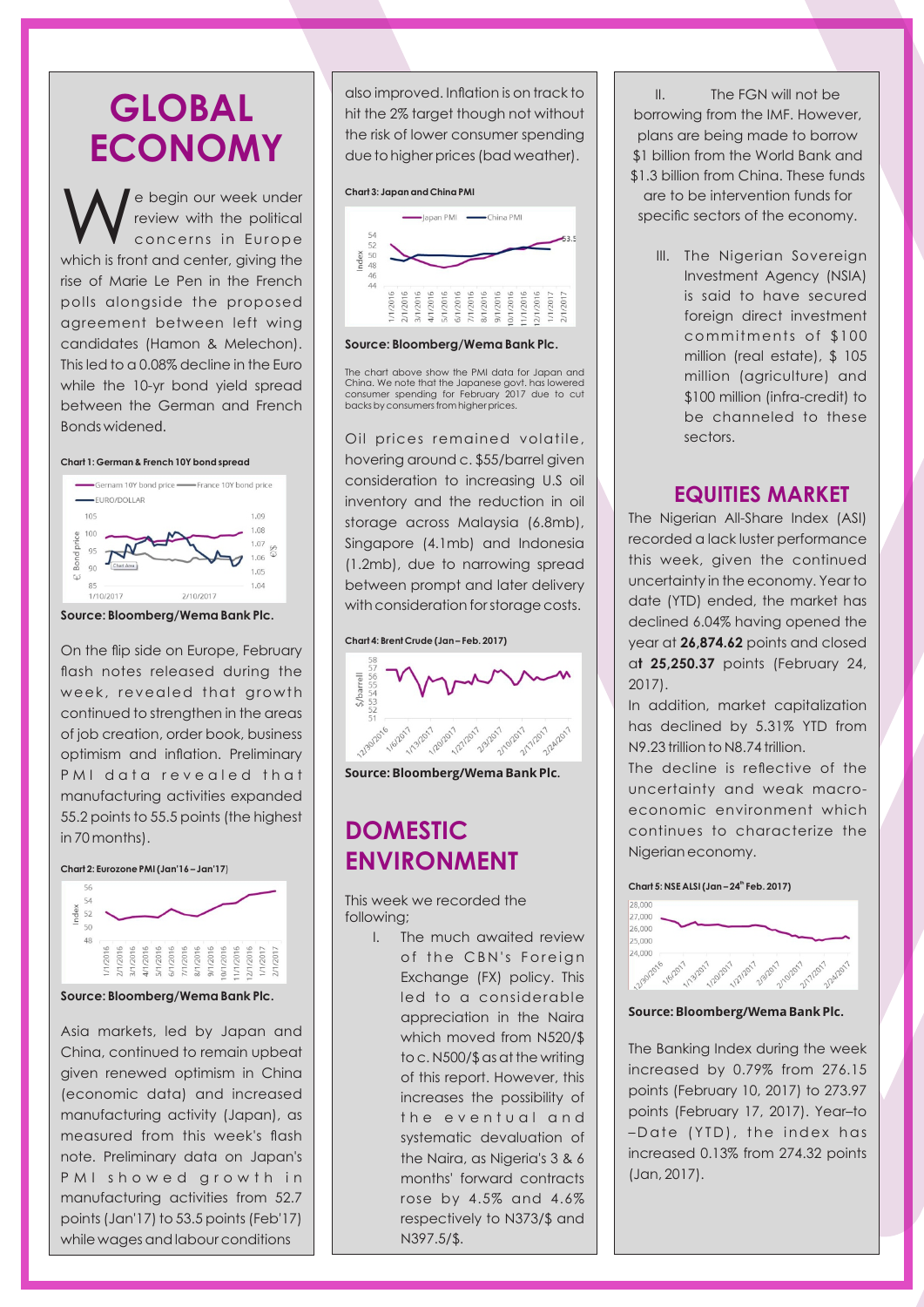# GLOBAL ECONOMY

We begin our week under review with the political concerns in Europe which is front and center, giving the rise of Marie Le Pen in the French polls alongside the proposed agreement between left wing candidates (Hamon & Melechon). This led to a 0.08% decline in the Euro while the 10-yr bond yield spread between the German and French Bonds widened.

**Chart 1: German & French 10Y bond spread**

**Source: Bloomberg/Wema Bank Plc.**

On the flip side on Europe, February flash notes released during the week, revealed that growth continued to strengthen in the areas of job creation, order book, business optimism and inflation. Preliminary PMI data revealed that manufacturing activities expanded 55.2 points to 55.5 points (the highest in 70 months).

**Chart 2: Eurozone PMI (Jan'16 – Jan'17)**

**Source: Bloomberg/Wema Bank Plc.**

Asia markets, led by Japan and China, continued to remain upbeat given renewed optimism in China (economic data) and increased manufacturing activity (Japan), as measured from this week's flash note. Preliminary data on Japan's PMI showed growth in manufacturing activities from 52.7 points (Jan'17) to 53.5 points (Feb'17) while wages and labour conditions also improved. Inflation is on track to hit the 2% target though not without the risk of lower consumer spending due to higher prices (bad weather).

**Chart 3: Japan and China PMI**

**Source: Bloomberg/Wema Bank Plc.**

The chart above show the PMI data for Japan and China. We note that the Japanese govt. has lowered consumer spending for February 2017 due to cut backs by consumers from higher prices.

Oil prices remained volatile, hovering around c. $55/barrel given consideration to increasing U.S oil inventory and the reduction in oil storage across Malaysia (6.8mb), Singapore (4.1mb) and Indonesia (1.2mb), due to narrowing spread between prompt and later delivery with consideration for storage costs.

**Chart 4: Brent Crude (Jan – Feb. 2017)**

**Source: Bloomberg/Wema Bank Plc.**

# DOMESTIC ENVIRONMENT

This week we recorded the following;

I. The much awaited review of the CBN's Foreign Exchange (FX) policy. This led to a considerable appreciation in the Naira which moved from N520/$ to c. N500/$ as at the writing of this report. However, this increases the possibility of the eventual and systematic devaluation of the Naira, as Nigeria's 3 & 6 months' forward contracts rose by 4.5% and 4.6% respectively to N373/$ and N397.5/$.

II. The FGN will not be borrowing from the IMF. However, plans are being made to borrow $1 billion from the World Bank and $1.3 billion from China. These funds are to be intervention funds for specific sectors of the economy.

III. The Nigerian Sovereign Investment Agency (NSIA) is said to have secured foreign direct investment commitments of $100 million (real estate), $ 105 million (agriculture) and $100 million (infra-credit) to be channeled to these sectors.

## EQUITIES MARKET

The Nigerian All-Share Index (ASI) recorded a lack luster performance this week, given the continued uncertainty in the economy. Year to date (YTD) ended, the market has declined 6.04% having opened the year at **26,874.62** points and closed at **25,250.37** points (February 24, 2017).

In addition, market capitalization has declined by 5.31% YTD from N9.23 trillion to N8.74 trillion.

The decline is reflective of the uncertainty and weak macro-economic environment which continues to characterize the Nigerian economy.

**Chart 5: NSE ALSI (Jan – 24th Feb. 2017)**

**Source: Bloomberg/Wema Bank Plc.**

The Banking Index during the week increased by 0.79% from 276.15 points (February 10, 2017) to 273.97 points (February 17, 2017). Year–to –Date (YTD), the index has increased 0.13% from 274.32 points (Jan, 2017).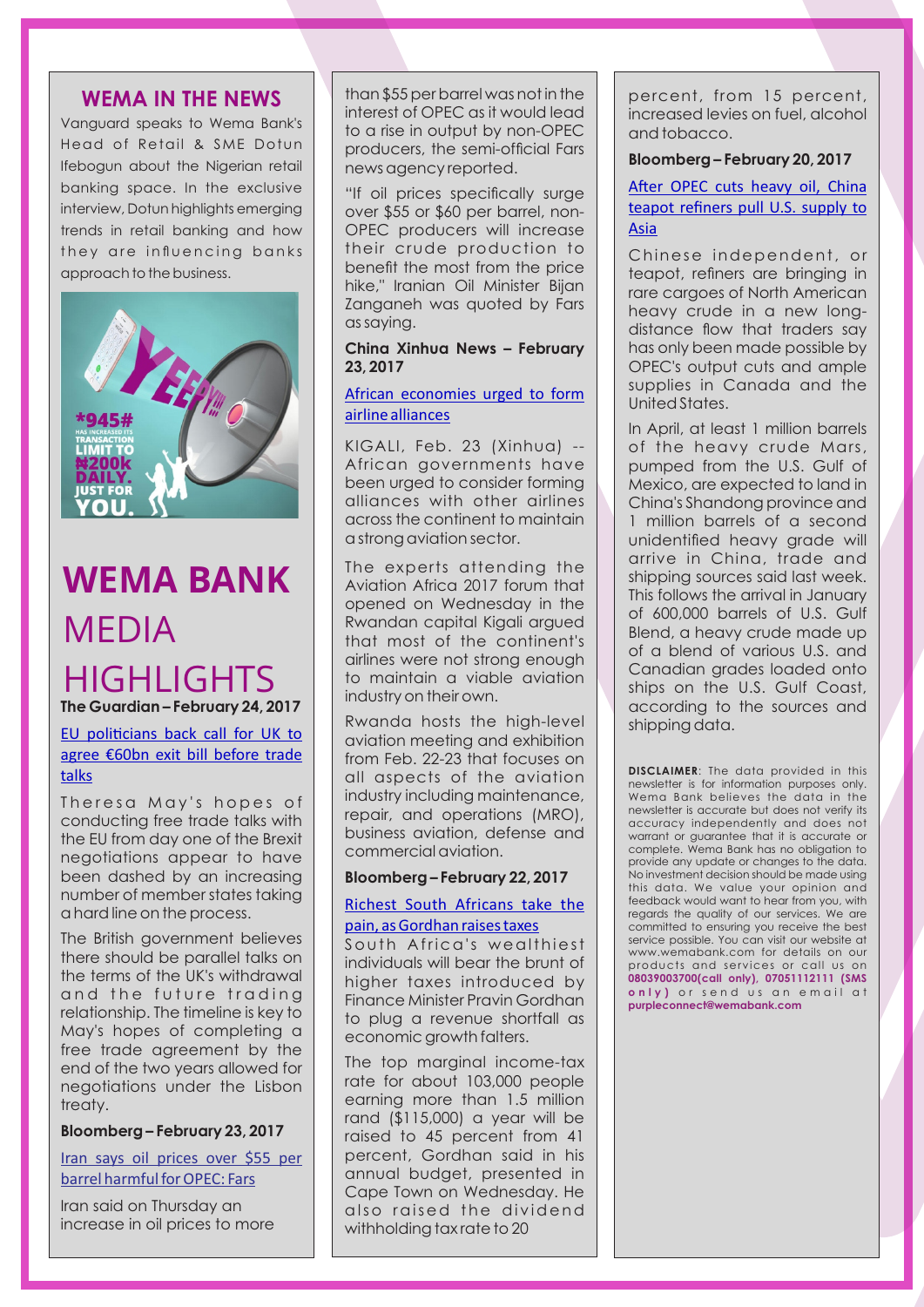## WEMA IN THE NEWS

Vanguard speaks to Wema Bank's Head of Retail & SME Dotun Ifebogun about the Nigerian retail banking space. In the exclusive interview, Dotun highlights emerging trends in retail banking and how they are influencing banks approach to the business.

# WEMA BANK MEDIA HIGHLIGHTS

**The Guardian – February 24, 2017**

EU politicians back call for UK to agree €60bn exit bill before trade talks

Theresa May's hopes of conducting free trade talks with the EU from day one of the Brexit negotiations appear to have been dashed by an increasing number of member states taking a hard line on the process.

The British government believes there should be parallel talks on the terms of the UK's withdrawal and the future trading relationship. The timeline is key to May's hopes of completing a free trade agreement by the end of the two years allowed for negotiations under the Lisbon treaty.

**Bloomberg – February 23, 2017**

Iran says oil prices over $55 per barrel harmful for OPEC: Fars

Iran said on Thursday an increase in oil prices to more than $55 per barrel was not in the interest of OPEC as it would lead to a rise in output by non-OPEC producers, the semi-official Fars news agency reported.

"If oil prices specifically surge over $55 or $60 per barrel, non-OPEC producers will increase their crude production to benefit the most from the price hike," Iranian Oil Minister Bijan Zanganeh was quoted by Fars as saying.

**China Xinhua News – February 23, 2017**

African economies urged to form airline alliances

KIGALI, Feb. 23 (Xinhua) -- African governments have been urged to consider forming alliances with other airlines across the continent to maintain a strong aviation sector.

The experts attending the Aviation Africa 2017 forum that opened on Wednesday in the Rwandan capital Kigali argued that most of the continent's airlines were not strong enough to maintain a viable aviation industry on their own.

Rwanda hosts the high-level aviation meeting and exhibition from Feb. 22-23 that focuses on all aspects of the aviation industry including maintenance, repair, and operations (MRO), business aviation, defense and commercial aviation.

**Bloomberg – February 22, 2017**

Richest South Africans take the pain, as Gordhan raises taxes

South Africa's wealthiest individuals will bear the brunt of higher taxes introduced by Finance Minister Pravin Gordhan to plug a revenue shortfall as economic growth falters.

The top marginal income-tax rate for about 103,000 people earning more than 1.5 million rand ($115,000) a year will be raised to 45 percent from 41 percent, Gordhan said in his annual budget, presented in Cape Town on Wednesday. He also raised the dividend withholding tax rate to 20 percent, from 15 percent, increased levies on fuel, alcohol and tobacco.

**Bloomberg – February 20, 2017**

After OPEC cuts heavy oil, China teapot refiners pull U.S. supply to Asia

Chinese independent, or teapot, refiners are bringing in rare cargoes of North American heavy crude in a new long-distance flow that traders say has only been made possible by OPEC's output cuts and ample supplies in Canada and the United States.

In April, at least 1 million barrels of the heavy crude Mars, pumped from the U.S. Gulf of Mexico, are expected to land in China's Shandong province and 1 million barrels of a second unidentified heavy grade will arrive in China, trade and shipping sources said last week. This follows the arrival in January of 600,000 barrels of U.S. Gulf Blend, a heavy crude made up of a blend of various U.S. and Canadian grades loaded onto ships on the U.S. Gulf Coast, according to the sources and shipping data.

**DISCLAIMER**: The data provided in this newsletter is for information purposes only. Wema Bank believes the data in the newsletter is accurate but does not verify its accuracy independently and does not warrant or guarantee that it is accurate or complete. Wema Bank has no obligation to provide any update or changes to the data. No investment decision should be made using this data. We value your opinion and feedback would want to hear from you, with regards the quality of our services. We are committed to ensuring you receive the best service possible. You can visit our website at www.wemabank.com for details on our products and services or call us on **08039003700(call only), 07051112111 (SMS only)** or send us an email at **purpleconnect@wemabank.com**